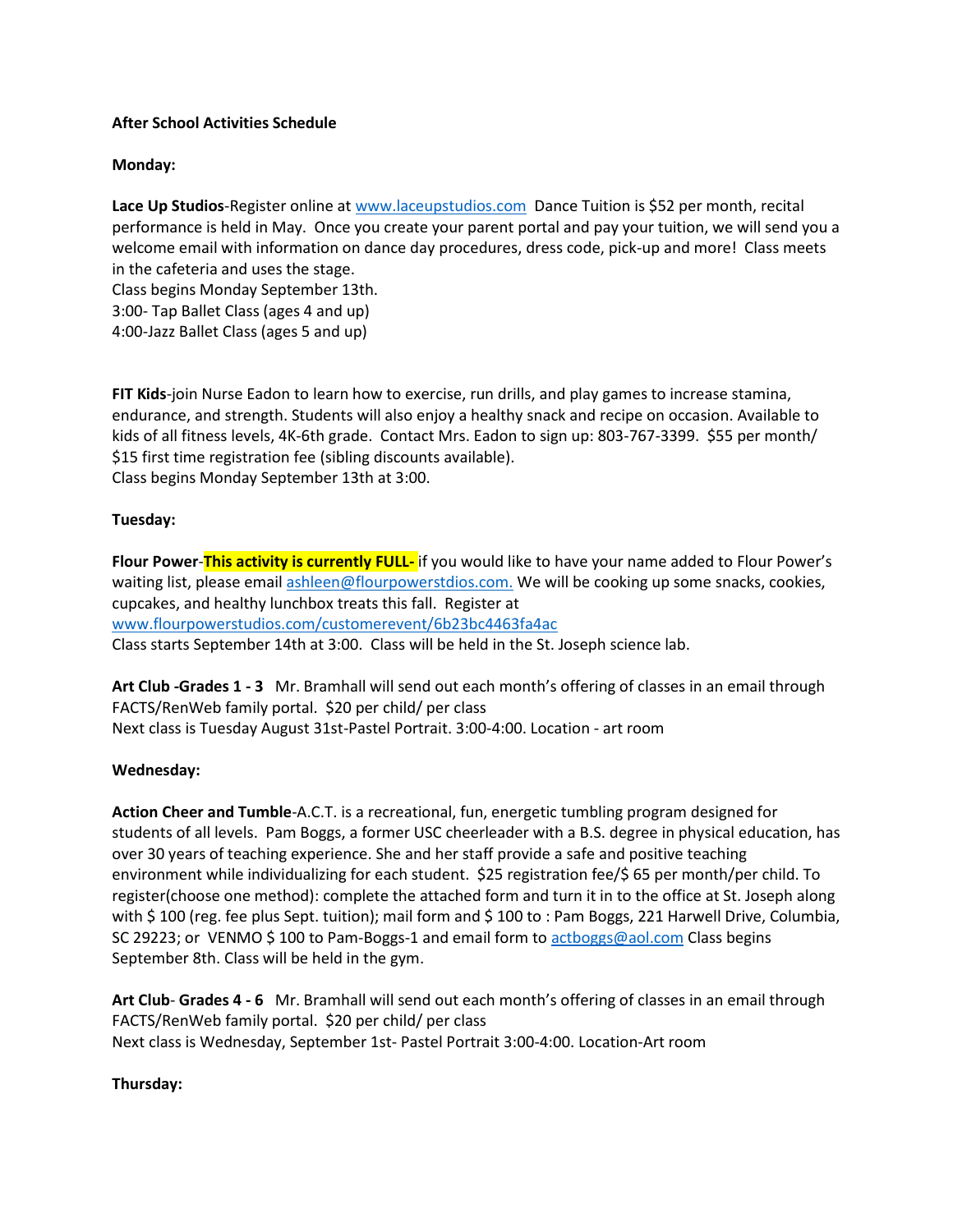**After School Activities Schedule**

**Monday:**

**Lace Up Studios**-Register online at www.laceupstudios.com Dance Tuition is $52 per month, recital performance is held in May. Once you create your parent portal and pay your tuition, we will send you a welcome email with information on dance day procedures, dress code, pick-up and more! Class meets in the cafeteria and uses the stage.
Class begins Monday September 13th.
3:00- Tap Ballet Class (ages 4 and up)
4:00-Jazz Ballet Class (ages 5 and up)

**FIT Kids**-join Nurse Eadon to learn how to exercise, run drills, and play games to increase stamina, endurance, and strength. Students will also enjoy a healthy snack and recipe on occasion. Available to kids of all fitness levels, 4K-6th grade. Contact Mrs. Eadon to sign up: 803-767-3399. $55 per month/ $15 first time registration fee (sibling discounts available).
Class begins Monday September 13th at 3:00.

**Tuesday:**

**Flour Power**-**This activity is currently FULL-** if you would like to have your name added to Flour Power's waiting list, please email ashleen@flourpowerstdios.com. We will be cooking up some snacks, cookies, cupcakes, and healthy lunchbox treats this fall. Register at www.flourpowerstudios.com/customerevent/6b23bc4463fa4ac
Class starts September 14th at 3:00. Class will be held in the St. Joseph science lab.

**Art Club -Grades 1 - 3** Mr. Bramhall will send out each month's offering of classes in an email through FACTS/RenWeb family portal. $20 per child/ per class
Next class is Tuesday August 31st-Pastel Portrait. 3:00-4:00. Location - art room

**Wednesday:**

**Action Cheer and Tumble**-A.C.T. is a recreational, fun, energetic tumbling program designed for students of all levels. Pam Boggs, a former USC cheerleader with a B.S. degree in physical education, has over 30 years of teaching experience. She and her staff provide a safe and positive teaching environment while individualizing for each student. $25 registration fee/$ 65 per month/per child. To register(choose one method): complete the attached form and turn it in to the office at St. Joseph along with $ 100 (reg. fee plus Sept. tuition); mail form and $ 100 to : Pam Boggs, 221 Harwell Drive, Columbia, SC 29223; or VENMO $ 100 to Pam-Boggs-1 and email form to actboggs@aol.com Class begins September 8th. Class will be held in the gym.

**Art Club- Grades 4 - 6** Mr. Bramhall will send out each month's offering of classes in an email through FACTS/RenWeb family portal. $20 per child/ per class
Next class is Wednesday, September 1st- Pastel Portrait 3:00-4:00. Location-Art room

**Thursday:**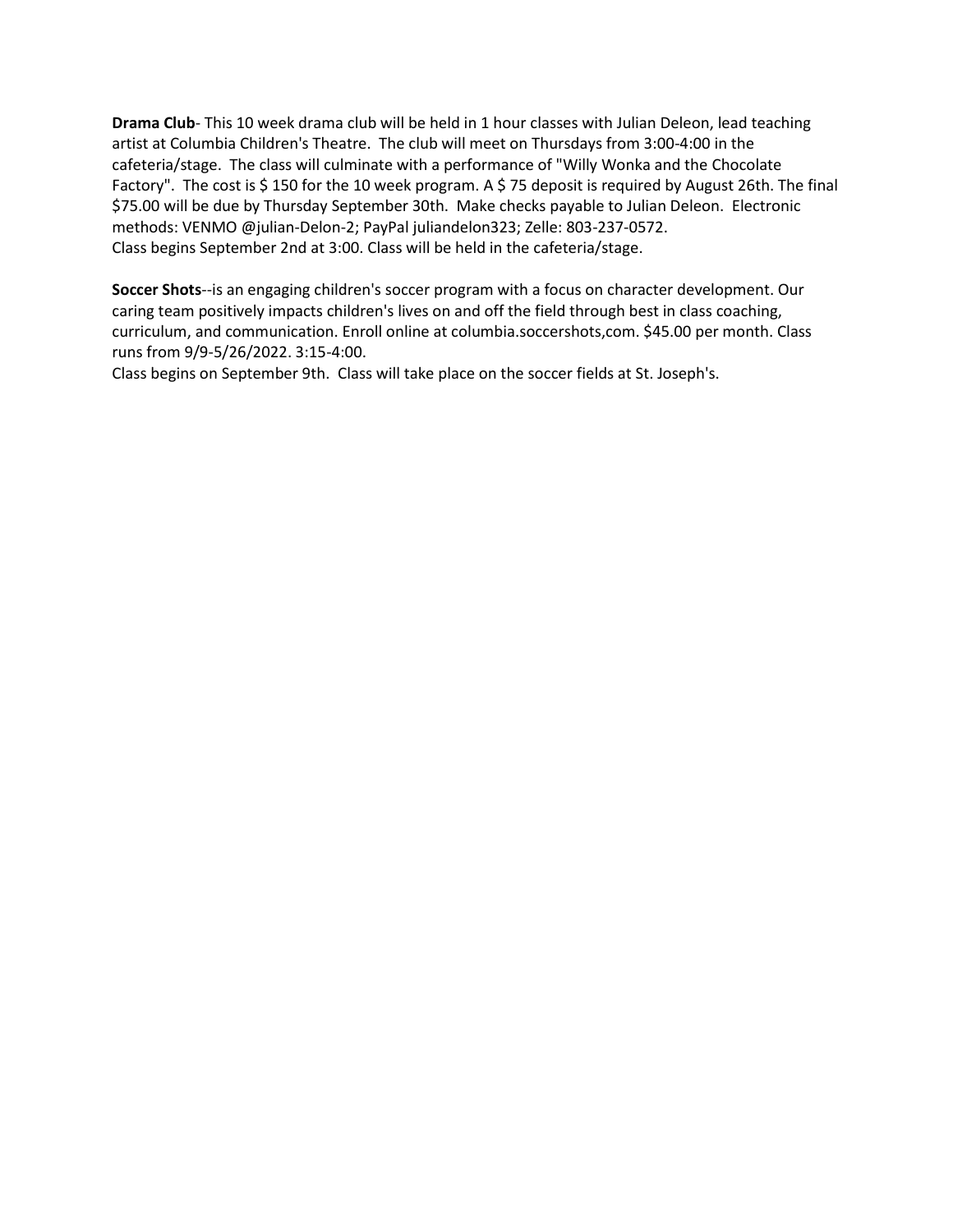**Drama Club**- This 10 week drama club will be held in 1 hour classes with Julian Deleon, lead teaching artist at Columbia Children's Theatre. The club will meet on Thursdays from 3:00-4:00 in the cafeteria/stage. The class will culminate with a performance of "Willy Wonka and the Chocolate Factory". The cost is $ 150 for the 10 week program. A $ 75 deposit is required by August 26th. The final $75.00 will be due by Thursday September 30th. Make checks payable to Julian Deleon. Electronic methods: VENMO @julian-Delon-2; PayPal juliandelon323; Zelle: 803-237-0572.
Class begins September 2nd at 3:00. Class will be held in the cafeteria/stage.

**Soccer Shots**--is an engaging children's soccer program with a focus on character development. Our caring team positively impacts children's lives on and off the field through best in class coaching, curriculum, and communication. Enroll online at columbia.soccershots,com. $45.00 per month. Class runs from 9/9-5/26/2022. 3:15-4:00.
Class begins on September 9th. Class will take place on the soccer fields at St. Joseph's.